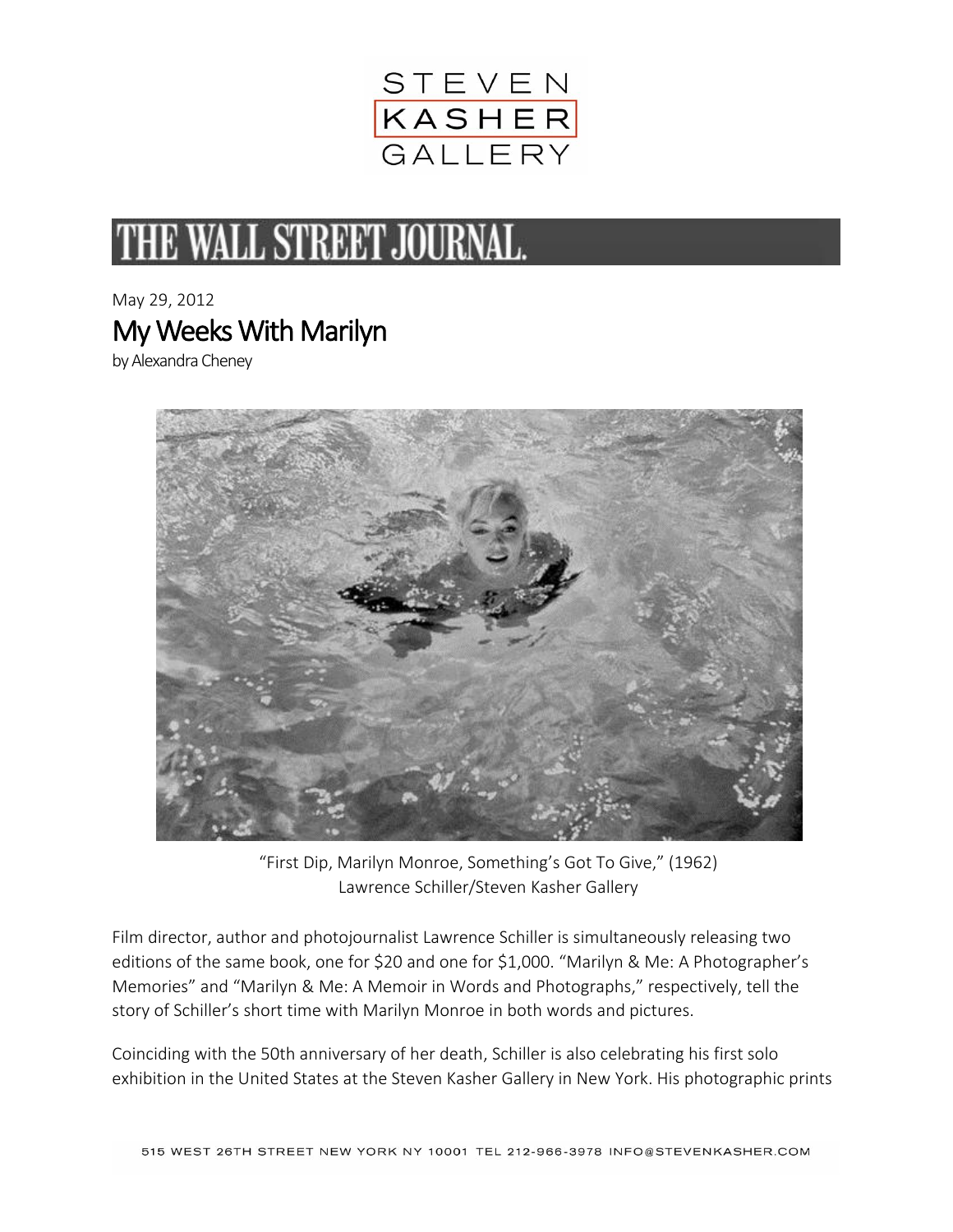STEVEN KASHER GALLERY

THE WALL STREET JOURNAL.

May 29, 2012

# My Weeks With Marilyn

by Alexandra Cheney

"First Dip, Marilyn Monroe, Something's Got To Give," (1962)
Lawrence Schiller/Steven Kasher Gallery

Film director, author and photojournalist Lawrence Schiller is simultaneously releasing two editions of the same book, one for $20 and one for $1,000. "Marilyn & Me: A Photographer's Memories" and "Marilyn & Me: A Memoir in Words and Photographs," respectively, tell the story of Schiller's short time with Marilyn Monroe in both words and pictures.

Coinciding with the 50th anniversary of her death, Schiller is also celebrating his first solo exhibition in the United States at the Steven Kasher Gallery in New York. His photographic prints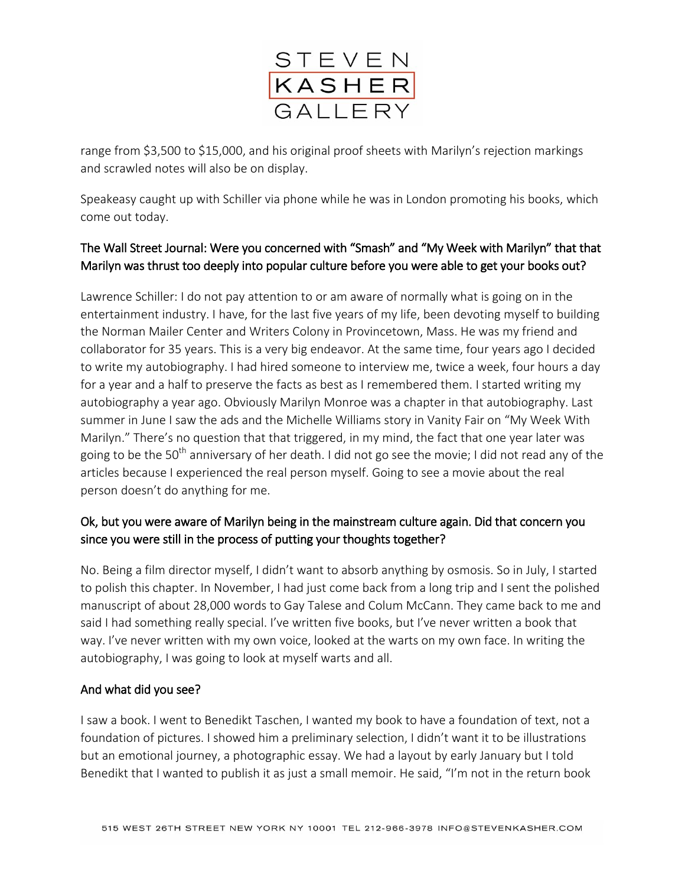range from $3,500 to $15,000, and his original proof sheets with Marilyn's rejection markings and scrawled notes will also be on display.

Speakeasy caught up with Schiller via phone while he was in London promoting his books, which come out today.

**The Wall Street Journal: Were you concerned with "Smash" and "My Week with Marilyn" that that Marilyn was thrust too deeply into popular culture before you were able to get your books out?**

Lawrence Schiller: I do not pay attention to or am aware of normally what is going on in the entertainment industry. I have, for the last five years of my life, been devoting myself to building the Norman Mailer Center and Writers Colony in Provincetown, Mass. He was my friend and collaborator for 35 years. This is a very big endeavor. At the same time, four years ago I decided to write my autobiography. I had hired someone to interview me, twice a week, four hours a day for a year and a half to preserve the facts as best as I remembered them. I started writing my autobiography a year ago. Obviously Marilyn Monroe was a chapter in that autobiography. Last summer in June I saw the ads and the Michelle Williams story in Vanity Fair on "My Week With Marilyn." There's no question that that triggered, in my mind, the fact that one year later was going to be the 50th anniversary of her death. I did not go see the movie; I did not read any of the articles because I experienced the real person myself. Going to see a movie about the real person doesn't do anything for me.

**Ok, but you were aware of Marilyn being in the mainstream culture again. Did that concern you since you were still in the process of putting your thoughts together?**

No. Being a film director myself, I didn't want to absorb anything by osmosis. So in July, I started to polish this chapter. In November, I had just come back from a long trip and I sent the polished manuscript of about 28,000 words to Gay Talese and Colum McCann. They came back to me and said I had something really special. I've written five books, but I've never written a book that way. I've never written with my own voice, looked at the warts on my own face. In writing the autobiography, I was going to look at myself warts and all.

**And what did you see?**

I saw a book. I went to Benedikt Taschen, I wanted my book to have a foundation of text, not a foundation of pictures. I showed him a preliminary selection, I didn't want it to be illustrations but an emotional journey, a photographic essay. We had a layout by early January but I told Benedikt that I wanted to publish it as just a small memoir. He said, "I'm not in the return book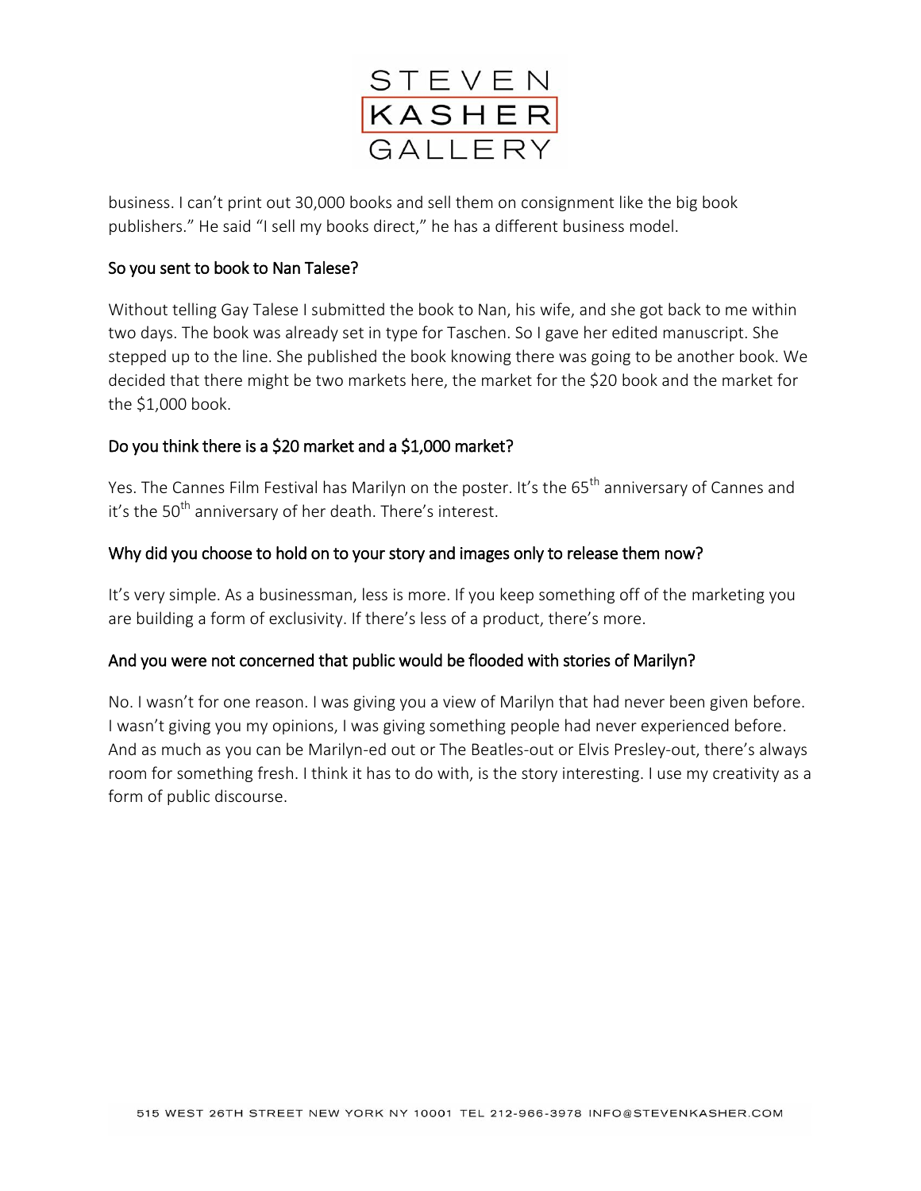business. I can't print out 30,000 books and sell them on consignment like the big book publishers." He said "I sell my books direct," he has a different business model.

**So you sent to book to Nan Talese?**

Without telling Gay Talese I submitted the book to Nan, his wife, and she got back to me within two days. The book was already set in type for Taschen. So I gave her edited manuscript. She stepped up to the line. She published the book knowing there was going to be another book. We decided that there might be two markets here, the market for the $20 book and the market for the $1,000 book.

**Do you think there is a $20 market and a $1,000 market?**

Yes. The Cannes Film Festival has Marilyn on the poster. It's the 65th anniversary of Cannes and it's the 50th anniversary of her death. There's interest.

**Why did you choose to hold on to your story and images only to release them now?**

It's very simple. As a businessman, less is more. If you keep something off of the marketing you are building a form of exclusivity. If there's less of a product, there's more.

**And you were not concerned that public would be flooded with stories of Marilyn?**

No. I wasn't for one reason. I was giving you a view of Marilyn that had never been given before. I wasn't giving you my opinions, I was giving something people had never experienced before. And as much as you can be Marilyn-ed out or The Beatles-out or Elvis Presley-out, there's always room for something fresh. I think it has to do with, is the story interesting. I use my creativity as a form of public discourse.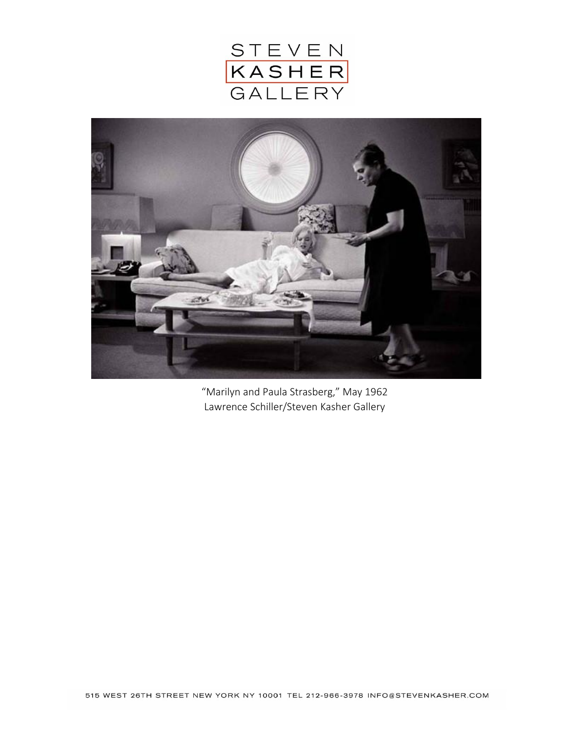"Marilyn and Paula Strasberg," May 1962
Lawrence Schiller/Steven Kasher Gallery